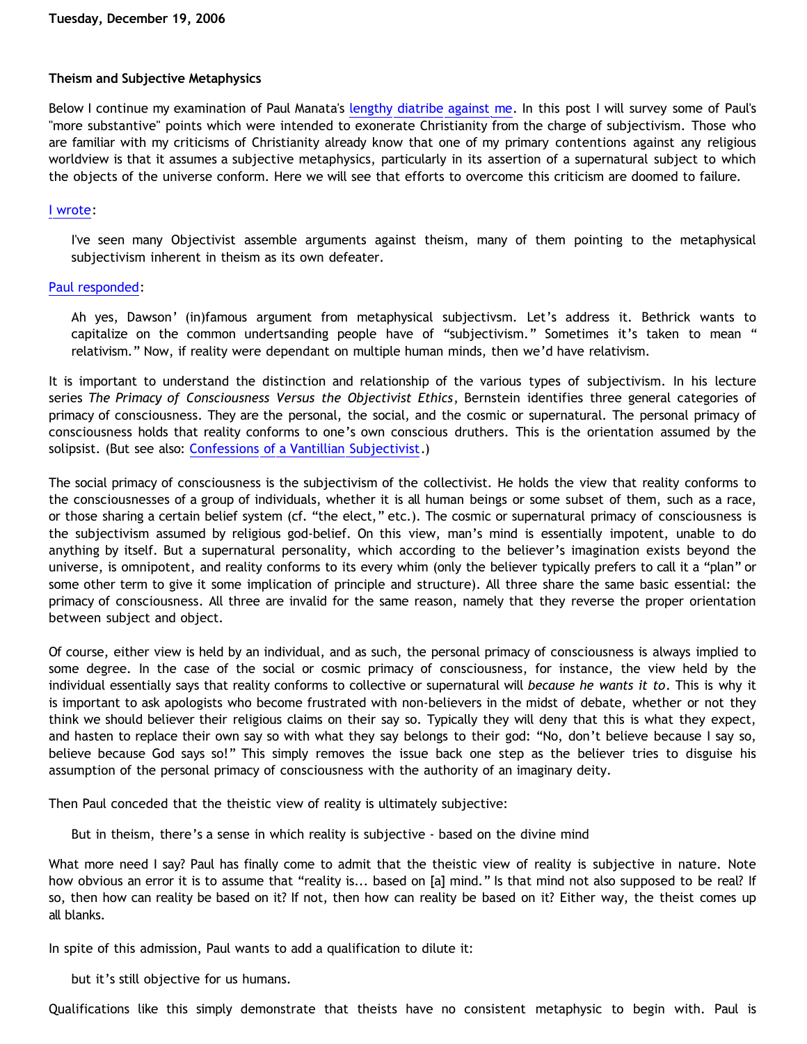**Tuesday, December 19, 2006**

**Theism and Subjective Metaphysics**

Below I continue my examination of Paul Manata's lengthy diatribe against me. In this post I will survey some of Paul's "more substantive" points which were intended to exonerate Christianity from the charge of subjectivism. Those who are familiar with my criticisms of Christianity already know that one of my primary contentions against any religious worldview is that it assumes a subjective metaphysics, particularly in its assertion of a supernatural subject to which the objects of the universe conform. Here we will see that efforts to overcome this criticism are doomed to failure.

I wrote:

> I've seen many Objectivist assemble arguments against theism, many of them pointing to the metaphysical subjectivism inherent in theism as its own defeater.

Paul responded:

> Ah yes, Dawson' (in)famous argument from metaphysical subjectivsm. Let's address it. Bethrick wants to capitalize on the common undertsanding people have of "subjectivism." Sometimes it's taken to mean " relativism." Now, if reality were dependant on multiple human minds, then we'd have relativism.

It is important to understand the distinction and relationship of the various types of subjectivism. In his lecture series *The Primacy of Consciousness Versus the Objectivist Ethics*, Bernstein identifies three general categories of primacy of consciousness. They are the personal, the social, and the cosmic or supernatural. The personal primacy of consciousness holds that reality conforms to one's own conscious druthers. This is the orientation assumed by the solipsist. (But see also: Confessions of a Vantillian Subjectivist.)

The social primacy of consciousness is the subjectivism of the collectivist. He holds the view that reality conforms to the consciousnesses of a group of individuals, whether it is all human beings or some subset of them, such as a race, or those sharing a certain belief system (cf. "the elect," etc.). The cosmic or supernatural primacy of consciousness is the subjectivism assumed by religious god-belief. On this view, man's mind is essentially impotent, unable to do anything by itself. But a supernatural personality, which according to the believer's imagination exists beyond the universe, is omnipotent, and reality conforms to its every whim (only the believer typically prefers to call it a "plan" or some other term to give it some implication of principle and structure). All three share the same basic essential: the primacy of consciousness. All three are invalid for the same reason, namely that they reverse the proper orientation between subject and object.

Of course, either view is held by an individual, and as such, the personal primacy of consciousness is always implied to some degree. In the case of the social or cosmic primacy of consciousness, for instance, the view held by the individual essentially says that reality conforms to collective or supernatural will *because he wants it to*. This is why it is important to ask apologists who become frustrated with non-believers in the midst of debate, whether or not they think we should believer their religious claims on their say so. Typically they will deny that this is what they expect, and hasten to replace their own say so with what they say belongs to their god: "No, don't believe because I say so, believe because God says so!" This simply removes the issue back one step as the believer tries to disguise his assumption of the personal primacy of consciousness with the authority of an imaginary deity.

Then Paul conceded that the theistic view of reality is ultimately subjective:

> But in theism, there's a sense in which reality is subjective - based on the divine mind

What more need I say? Paul has finally come to admit that the theistic view of reality is subjective in nature. Note how obvious an error it is to assume that "reality is... based on [a] mind." Is that mind not also supposed to be real? If so, then how can reality be based on it? If not, then how can reality be based on it? Either way, the theist comes up all blanks.

In spite of this admission, Paul wants to add a qualification to dilute it:

> but it's still objective for us humans.

Qualifications like this simply demonstrate that theists have no consistent metaphysic to begin with. Paul is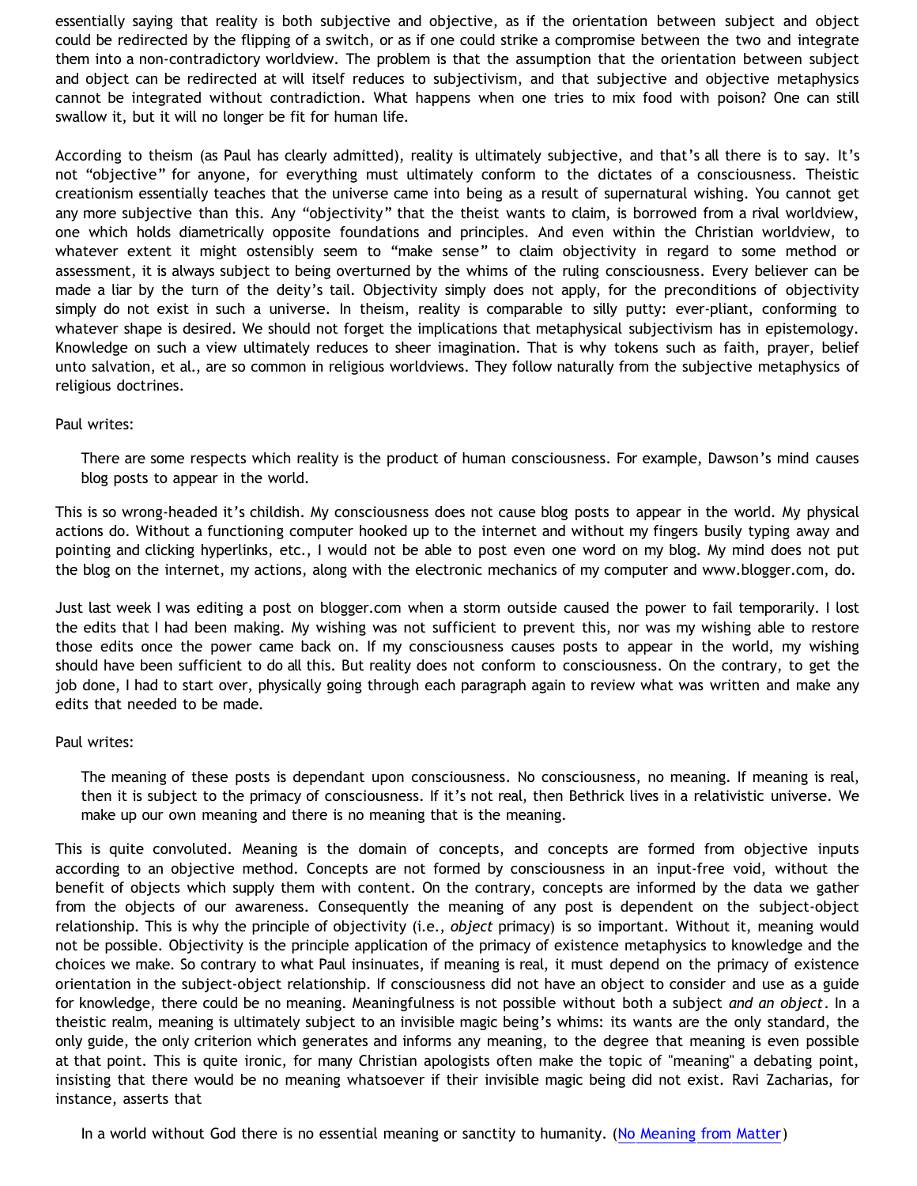essentially saying that reality is both subjective and objective, as if the orientation between subject and object could be redirected by the flipping of a switch, or as if one could strike a compromise between the two and integrate them into a non-contradictory worldview. The problem is that the assumption that the orientation between subject and object can be redirected at will itself reduces to subjectivism, and that subjective and objective metaphysics cannot be integrated without contradiction. What happens when one tries to mix food with poison? One can still swallow it, but it will no longer be fit for human life.

According to theism (as Paul has clearly admitted), reality is ultimately subjective, and that's all there is to say. It's not "objective" for anyone, for everything must ultimately conform to the dictates of a consciousness. Theistic creationism essentially teaches that the universe came into being as a result of supernatural wishing. You cannot get any more subjective than this. Any "objectivity" that the theist wants to claim, is borrowed from a rival worldview, one which holds diametrically opposite foundations and principles. And even within the Christian worldview, to whatever extent it might ostensibly seem to "make sense" to claim objectivity in regard to some method or assessment, it is always subject to being overturned by the whims of the ruling consciousness. Every believer can be made a liar by the turn of the deity's tail. Objectivity simply does not apply, for the preconditions of objectivity simply do not exist in such a universe. In theism, reality is comparable to silly putty: ever-pliant, conforming to whatever shape is desired. We should not forget the implications that metaphysical subjectivism has in epistemology. Knowledge on such a view ultimately reduces to sheer imagination. That is why tokens such as faith, prayer, belief unto salvation, et al., are so common in religious worldviews. They follow naturally from the subjective metaphysics of religious doctrines.

Paul writes:

> There are some respects which reality is the product of human consciousness. For example, Dawson's mind causes blog posts to appear in the world.

This is so wrong-headed it's childish. My consciousness does not cause blog posts to appear in the world. My physical actions do. Without a functioning computer hooked up to the internet and without my fingers busily typing away and pointing and clicking hyperlinks, etc., I would not be able to post even one word on my blog. My mind does not put the blog on the internet, my actions, along with the electronic mechanics of my computer and www.blogger.com, do.

Just last week I was editing a post on blogger.com when a storm outside caused the power to fail temporarily. I lost the edits that I had been making. My wishing was not sufficient to prevent this, nor was my wishing able to restore those edits once the power came back on. If my consciousness causes posts to appear in the world, my wishing should have been sufficient to do all this. But reality does not conform to consciousness. On the contrary, to get the job done, I had to start over, physically going through each paragraph again to review what was written and make any edits that needed to be made.

Paul writes:

> The meaning of these posts is dependant upon consciousness. No consciousness, no meaning. If meaning is real, then it is subject to the primacy of consciousness. If it's not real, then Bethrick lives in a relativistic universe. We make up our own meaning and there is no meaning that is the meaning.

This is quite convoluted. Meaning is the domain of concepts, and concepts are formed from objective inputs according to an objective method. Concepts are not formed by consciousness in an input-free void, without the benefit of objects which supply them with content. On the contrary, concepts are informed by the data we gather from the objects of our awareness. Consequently the meaning of any post is dependent on the subject-object relationship. This is why the principle of objectivity (i.e., *object* primacy) is so important. Without it, meaning would not be possible. Objectivity is the principle application of the primacy of existence metaphysics to knowledge and the choices we make. So contrary to what Paul insinuates, if meaning is real, it must depend on the primacy of existence orientation in the subject-object relationship. If consciousness did not have an object to consider and use as a guide for knowledge, there could be no meaning. Meaningfulness is not possible without both a subject *and an object*. In a theistic realm, meaning is ultimately subject to an invisible magic being's whims: its wants are the only standard, the only guide, the only criterion which generates and informs any meaning, to the degree that meaning is even possible at that point. This is quite ironic, for many Christian apologists often make the topic of "meaning" a debating point, insisting that there would be no meaning whatsoever if their invisible magic being did not exist. Ravi Zacharias, for instance, asserts that

> In a world without God there is no essential meaning or sanctity to humanity. ([No Meaning from Matter])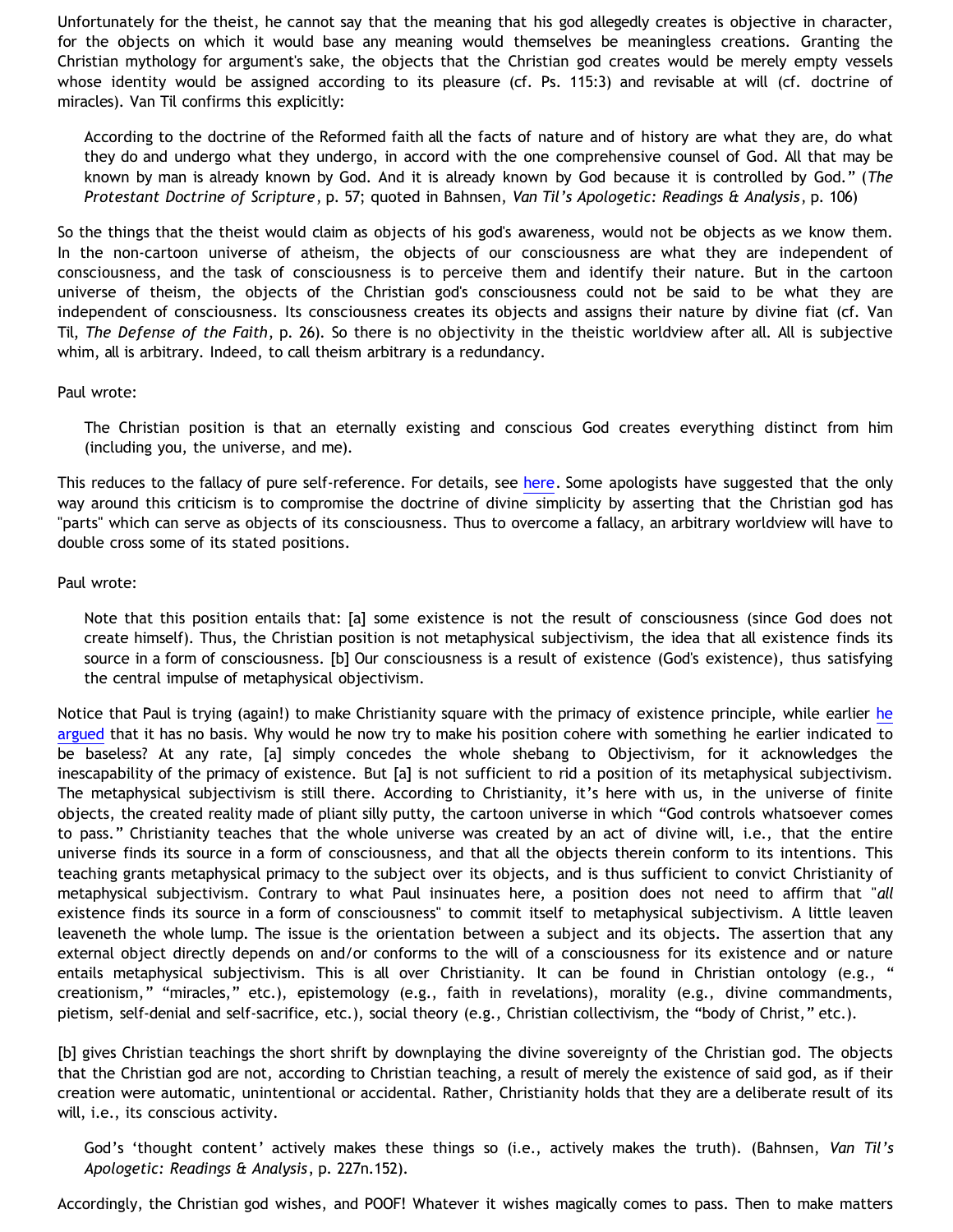Unfortunately for the theist, he cannot say that the meaning that his god allegedly creates is objective in character, for the objects on which it would base any meaning would themselves be meaningless creations. Granting the Christian mythology for argument's sake, the objects that the Christian god creates would be merely empty vessels whose identity would be assigned according to its pleasure (cf. Ps. 115:3) and revisable at will (cf. doctrine of miracles). Van Til confirms this explicitly:

> According to the doctrine of the Reformed faith all the facts of nature and of history are what they are, do what they do and undergo what they undergo, in accord with the one comprehensive counsel of God. All that may be known by man is already known by God. And it is already known by God because it is controlled by God." (*The Protestant Doctrine of Scripture*, p. 57; quoted in Bahnsen, *Van Til's Apologetic: Readings & Analysis*, p. 106)

So the things that the theist would claim as objects of his god's awareness, would not be objects as we know them. In the non-cartoon universe of atheism, the objects of our consciousness are what they are independent of consciousness, and the task of consciousness is to perceive them and identify their nature. But in the cartoon universe of theism, the objects of the Christian god's consciousness could not be said to be what they are independent of consciousness. Its consciousness creates its objects and assigns their nature by divine fiat (cf. Van Til, *The Defense of the Faith*, p. 26). So there is no objectivity in the theistic worldview after all. All is subjective whim, all is arbitrary. Indeed, to call theism arbitrary is a redundancy.

Paul wrote:

> The Christian position is that an eternally existing and conscious God creates everything distinct from him (including you, the universe, and me).

This reduces to the fallacy of pure self-reference. For details, see here. Some apologists have suggested that the only way around this criticism is to compromise the doctrine of divine simplicity by asserting that the Christian god has "parts" which can serve as objects of its consciousness. Thus to overcome a fallacy, an arbitrary worldview will have to double cross some of its stated positions.

Paul wrote:

> Note that this position entails that: [a] some existence is not the result of consciousness (since God does not create himself). Thus, the Christian position is not metaphysical subjectivism, the idea that all existence finds its source in a form of consciousness. [b] Our consciousness is a result of existence (God's existence), thus satisfying the central impulse of metaphysical objectivism.

Notice that Paul is trying (again!) to make Christianity square with the primacy of existence principle, while earlier he argued that it has no basis. Why would he now try to make his position cohere with something he earlier indicated to be baseless? At any rate, [a] simply concedes the whole shebang to Objectivism, for it acknowledges the inescapability of the primacy of existence. But [a] is not sufficient to rid a position of its metaphysical subjectivism. The metaphysical subjectivism is still there. According to Christianity, it's here with us, in the universe of finite objects, the created reality made of pliant silly putty, the cartoon universe in which "God controls whatsoever comes to pass." Christianity teaches that the whole universe was created by an act of divine will, i.e., that the entire universe finds its source in a form of consciousness, and that all the objects therein conform to its intentions. This teaching grants metaphysical primacy to the subject over its objects, and is thus sufficient to convict Christianity of metaphysical subjectivism. Contrary to what Paul insinuates here, a position does not need to affirm that "*all* existence finds its source in a form of consciousness" to commit itself to metaphysical subjectivism. A little leaven leaveneth the whole lump. The issue is the orientation between a subject and its objects. The assertion that any external object directly depends on and/or conforms to the will of a consciousness for its existence and or nature entails metaphysical subjectivism. This is all over Christianity. It can be found in Christian ontology (e.g., " creationism," "miracles," etc.), epistemology (e.g., faith in revelations), morality (e.g., divine commandments, pietism, self-denial and self-sacrifice, etc.), social theory (e.g., Christian collectivism, the "body of Christ," etc.).

[b] gives Christian teachings the short shrift by downplaying the divine sovereignty of the Christian god. The objects that the Christian god are not, according to Christian teaching, a result of merely the existence of said god, as if their creation were automatic, unintentional or accidental. Rather, Christianity holds that they are a deliberate result of its will, i.e., its conscious activity.

> God's 'thought content' actively makes these things so (i.e., actively makes the truth). (Bahnsen, *Van Til's Apologetic: Readings & Analysis*, p. 227n.152).

Accordingly, the Christian god wishes, and POOF! Whatever it wishes magically comes to pass. Then to make matters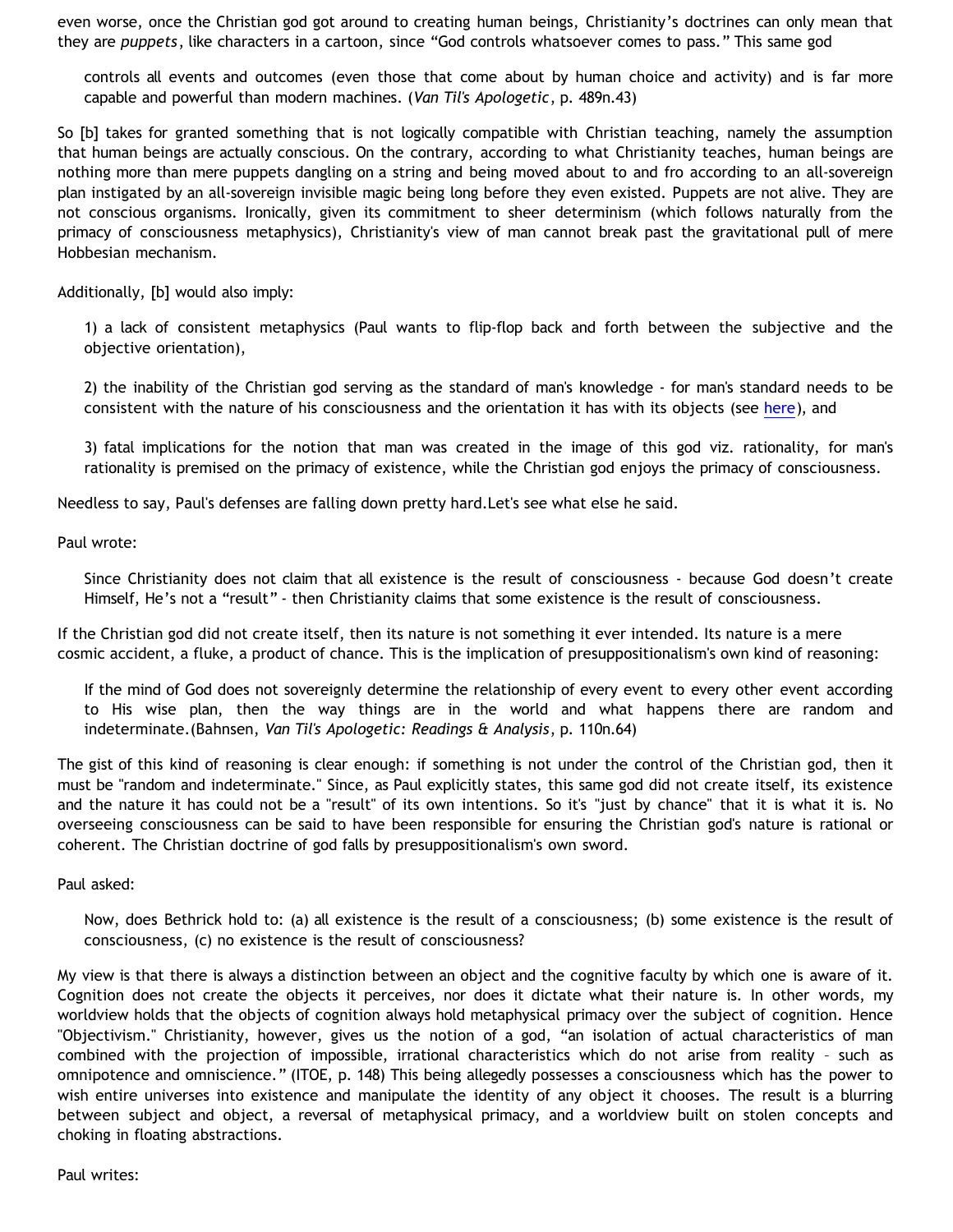even worse, once the Christian god got around to creating human beings, Christianity's doctrines can only mean that they are *puppets*, like characters in a cartoon, since "God controls whatsoever comes to pass." This same god

> controls all events and outcomes (even those that come about by human choice and activity) and is far more capable and powerful than modern machines. (*Van Til's Apologetic*, p. 489n.43)

So [b] takes for granted something that is not logically compatible with Christian teaching, namely the assumption that human beings are actually conscious. On the contrary, according to what Christianity teaches, human beings are nothing more than mere puppets dangling on a string and being moved about to and fro according to an all-sovereign plan instigated by an all-sovereign invisible magic being long before they even existed. Puppets are not alive. They are not conscious organisms. Ironically, given its commitment to sheer determinism (which follows naturally from the primacy of consciousness metaphysics), Christianity's view of man cannot break past the gravitational pull of mere Hobbesian mechanism.

Additionally, [b] would also imply:

> 1) a lack of consistent metaphysics (Paul wants to flip-flop back and forth between the subjective and the objective orientation),
>
> 2) the inability of the Christian god serving as the standard of man's knowledge - for man's standard needs to be consistent with the nature of his consciousness and the orientation it has with its objects (see here), and
>
> 3) fatal implications for the notion that man was created in the image of this god viz. rationality, for man's rationality is premised on the primacy of existence, while the Christian god enjoys the primacy of consciousness.

Needless to say, Paul's defenses are falling down pretty hard.Let's see what else he said.

Paul wrote:

> Since Christianity does not claim that all existence is the result of consciousness - because God doesn't create Himself, He's not a "result" - then Christianity claims that some existence is the result of consciousness.

If the Christian god did not create itself, then its nature is not something it ever intended. Its nature is a mere cosmic accident, a fluke, a product of chance. This is the implication of presuppositionalism's own kind of reasoning:

> If the mind of God does not sovereignly determine the relationship of every event to every other event according to His wise plan, then the way things are in the world and what happens there are random and indeterminate.(Bahnsen, *Van Til's Apologetic: Readings & Analysis*, p. 110n.64)

The gist of this kind of reasoning is clear enough: if something is not under the control of the Christian god, then it must be "random and indeterminate." Since, as Paul explicitly states, this same god did not create itself, its existence and the nature it has could not be a "result" of its own intentions. So it's "just by chance" that it is what it is. No overseeing consciousness can be said to have been responsible for ensuring the Christian god's nature is rational or coherent. The Christian doctrine of god falls by presuppositionalism's own sword.

Paul asked:

> Now, does Bethrick hold to: (a) all existence is the result of a consciousness; (b) some existence is the result of consciousness, (c) no existence is the result of consciousness?

My view is that there is always a distinction between an object and the cognitive faculty by which one is aware of it. Cognition does not create the objects it perceives, nor does it dictate what their nature is. In other words, my worldview holds that the objects of cognition always hold metaphysical primacy over the subject of cognition. Hence "Objectivism." Christianity, however, gives us the notion of a god, "an isolation of actual characteristics of man combined with the projection of impossible, irrational characteristics which do not arise from reality – such as omnipotence and omniscience." (ITOE, p. 148) This being allegedly possesses a consciousness which has the power to wish entire universes into existence and manipulate the identity of any object it chooses. The result is a blurring between subject and object, a reversal of metaphysical primacy, and a worldview built on stolen concepts and choking in floating abstractions.

Paul writes: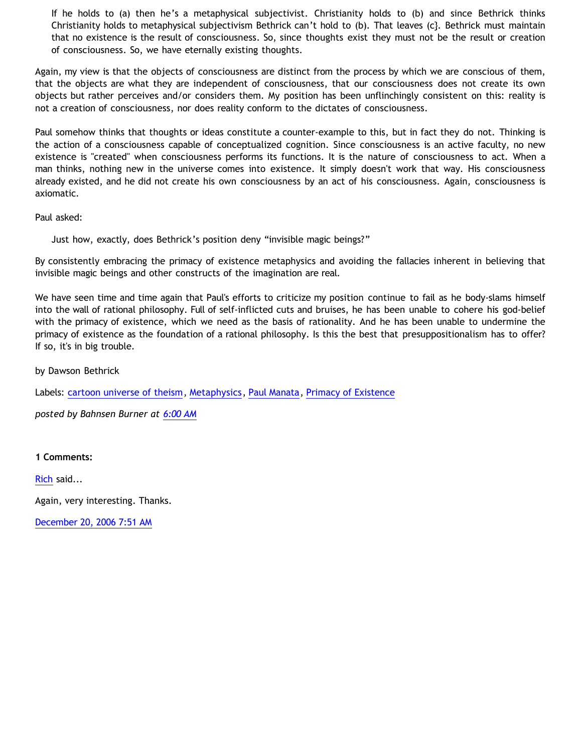> If he holds to (a) then he's a metaphysical subjectivist. Christianity holds to (b) and since Bethrick thinks Christianity holds to metaphysical subjectivism Bethrick can't hold to (b). That leaves (c}. Bethrick must maintain that no existence is the result of consciousness. So, since thoughts exist they must not be the result or creation of consciousness. So, we have eternally existing thoughts.

Again, my view is that the objects of consciousness are distinct from the process by which we are conscious of them, that the objects are what they are independent of consciousness, that our consciousness does not create its own objects but rather perceives and/or considers them. My position has been unflinchingly consistent on this: reality is not a creation of consciousness, nor does reality conform to the dictates of consciousness.

Paul somehow thinks that thoughts or ideas constitute a counter-example to this, but in fact they do not. Thinking is the action of a consciousness capable of conceptualized cognition. Since consciousness is an active faculty, no new existence is "created" when consciousness performs its functions. It is the nature of consciousness to act. When a man thinks, nothing new in the universe comes into existence. It simply doesn't work that way. His consciousness already existed, and he did not create his own consciousness by an act of his consciousness. Again, consciousness is axiomatic.

Paul asked:

> Just how, exactly, does Bethrick's position deny "invisible magic beings?"

By consistently embracing the primacy of existence metaphysics and avoiding the fallacies inherent in believing that invisible magic beings and other constructs of the imagination are real.

We have seen time and time again that Paul's efforts to criticize my position continue to fail as he body-slams himself into the wall of rational philosophy. Full of self-inflicted cuts and bruises, he has been unable to cohere his god-belief with the primacy of existence, which we need as the basis of rationality. And he has been unable to undermine the primacy of existence as the foundation of a rational philosophy. Is this the best that presuppositionalism has to offer? If so, it's in big trouble.

by Dawson Bethrick

Labels: cartoon universe of theism, Metaphysics, Paul Manata, Primacy of Existence

*posted by Bahnsen Burner at 6:00 AM*

**1 Comments:**

Rich said...

Again, very interesting. Thanks.

December 20, 2006 7:51 AM